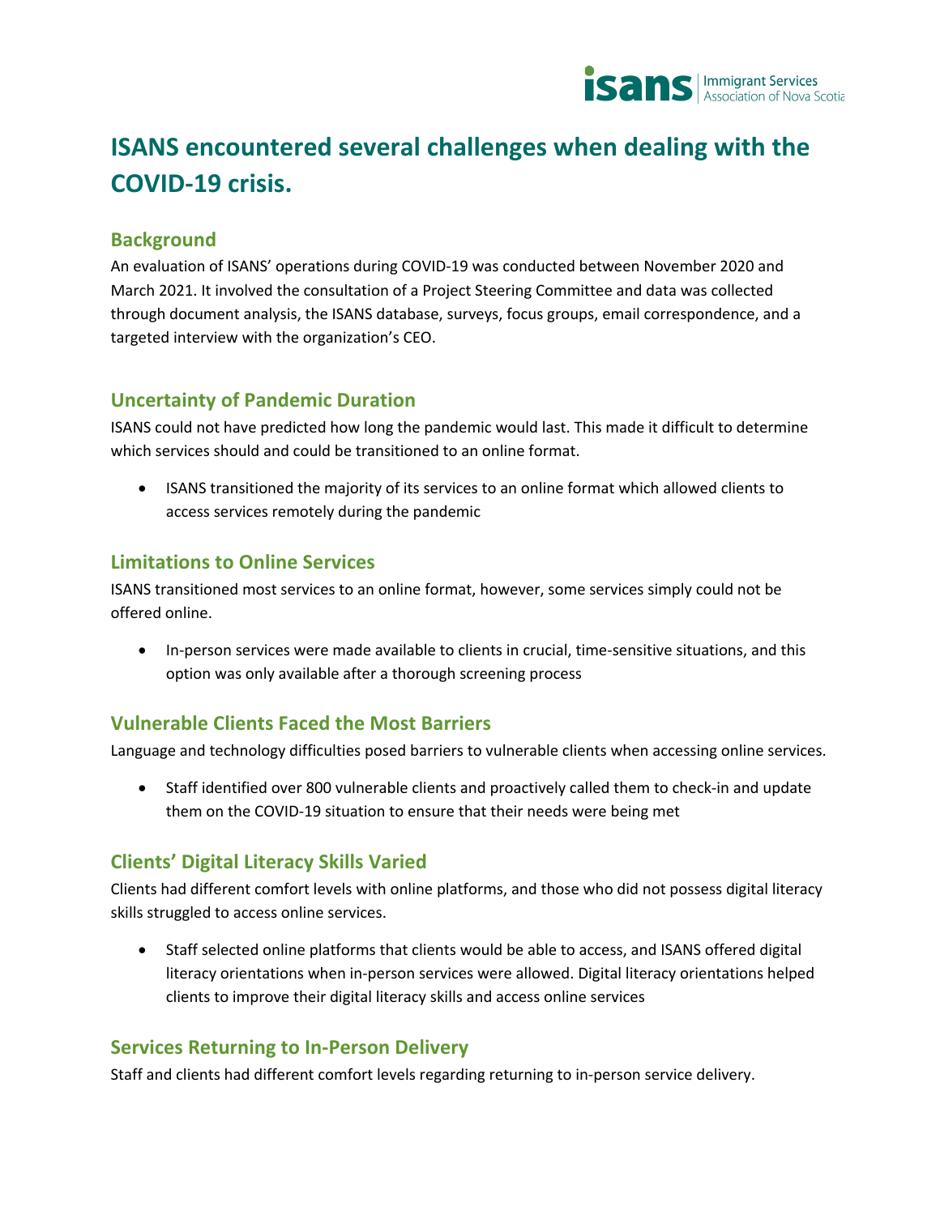# ISANS encountered several challenges when dealing with the COVID-19 crisis.

## Background

An evaluation of ISANS' operations during COVID-19 was conducted between November 2020 and March 2021. It involved the consultation of a Project Steering Committee and data was collected through document analysis, the ISANS database, surveys, focus groups, email correspondence, and a targeted interview with the organization's CEO.

## Uncertainty of Pandemic Duration

ISANS could not have predicted how long the pandemic would last. This made it difficult to determine which services should and could be transitioned to an online format.

- ISANS transitioned the majority of its services to an online format which allowed clients to access services remotely during the pandemic

## Limitations to Online Services

ISANS transitioned most services to an online format, however, some services simply could not be offered online.

- In-person services were made available to clients in crucial, time-sensitive situations, and this option was only available after a thorough screening process

## Vulnerable Clients Faced the Most Barriers

Language and technology difficulties posed barriers to vulnerable clients when accessing online services.

- Staff identified over 800 vulnerable clients and proactively called them to check-in and update them on the COVID-19 situation to ensure that their needs were being met

## Clients' Digital Literacy Skills Varied

Clients had different comfort levels with online platforms, and those who did not possess digital literacy skills struggled to access online services.

- Staff selected online platforms that clients would be able to access, and ISANS offered digital literacy orientations when in-person services were allowed. Digital literacy orientations helped clients to improve their digital literacy skills and access online services

## Services Returning to In-Person Delivery

Staff and clients had different comfort levels regarding returning to in-person service delivery.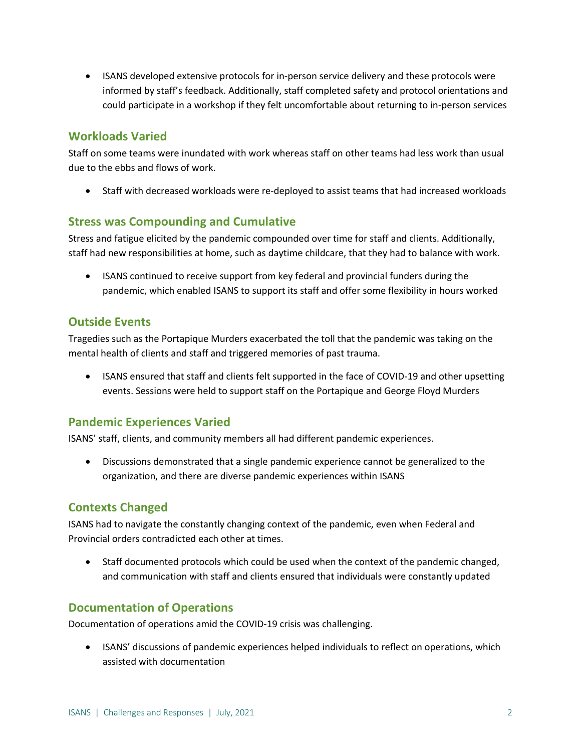- ISANS developed extensive protocols for in-person service delivery and these protocols were informed by staff's feedback. Additionally, staff completed safety and protocol orientations and could participate in a workshop if they felt uncomfortable about returning to in-person services

## Workloads Varied

Staff on some teams were inundated with work whereas staff on other teams had less work than usual due to the ebbs and flows of work.

- Staff with decreased workloads were re-deployed to assist teams that had increased workloads

## Stress was Compounding and Cumulative

Stress and fatigue elicited by the pandemic compounded over time for staff and clients. Additionally, staff had new responsibilities at home, such as daytime childcare, that they had to balance with work.

- ISANS continued to receive support from key federal and provincial funders during the pandemic, which enabled ISANS to support its staff and offer some flexibility in hours worked

## Outside Events

Tragedies such as the Portapique Murders exacerbated the toll that the pandemic was taking on the mental health of clients and staff and triggered memories of past trauma.

- ISANS ensured that staff and clients felt supported in the face of COVID-19 and other upsetting events. Sessions were held to support staff on the Portapique and George Floyd Murders

## Pandemic Experiences Varied

ISANS' staff, clients, and community members all had different pandemic experiences.

- Discussions demonstrated that a single pandemic experience cannot be generalized to the organization, and there are diverse pandemic experiences within ISANS

## Contexts Changed

ISANS had to navigate the constantly changing context of the pandemic, even when Federal and Provincial orders contradicted each other at times.

- Staff documented protocols which could be used when the context of the pandemic changed, and communication with staff and clients ensured that individuals were constantly updated

## Documentation of Operations

Documentation of operations amid the COVID-19 crisis was challenging.

- ISANS' discussions of pandemic experiences helped individuals to reflect on operations, which assisted with documentation